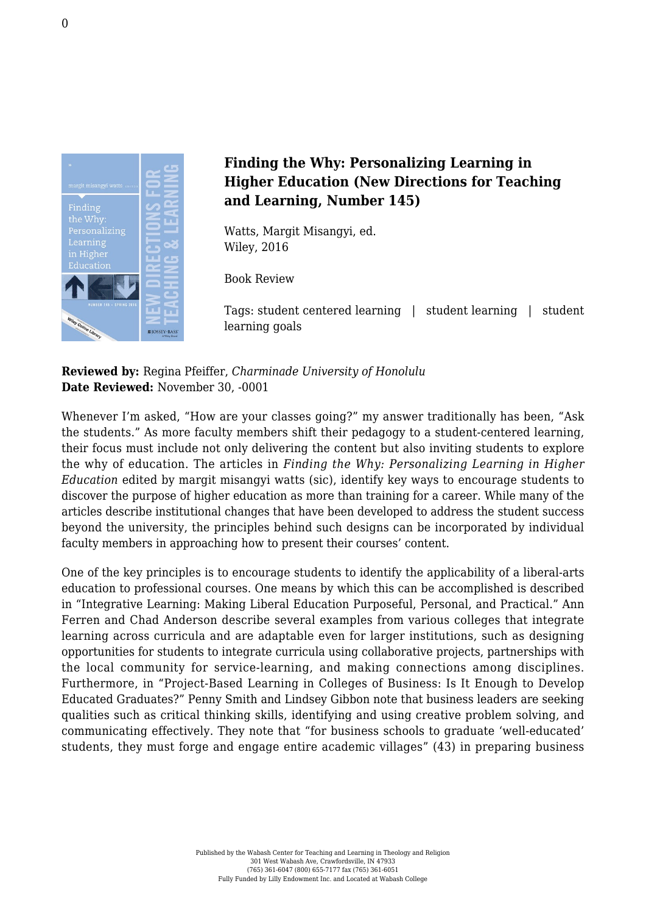**Finding the Why: Personalizing Learning in Higher Education (New Directions for Teaching and Learning, Number 145)**

Watts, Margit Misangyi, ed.
Wiley, 2016

Book Review

Tags: student centered learning | student learning | student learning goals

**Reviewed by:** Regina Pfeiffer, *Charminade University of Honolulu*
**Date Reviewed:** November 30, -0001

Whenever I'm asked, "How are your classes going?" my answer traditionally has been, "Ask the students." As more faculty members shift their pedagogy to a student-centered learning, their focus must include not only delivering the content but also inviting students to explore the why of education. The articles in *Finding the Why: Personalizing Learning in Higher Education* edited by margit misangyi watts (sic), identify key ways to encourage students to discover the purpose of higher education as more than training for a career. While many of the articles describe institutional changes that have been developed to address the student success beyond the university, the principles behind such designs can be incorporated by individual faculty members in approaching how to present their courses' content.

One of the key principles is to encourage students to identify the applicability of a liberal-arts education to professional courses. One means by which this can be accomplished is described in "Integrative Learning: Making Liberal Education Purposeful, Personal, and Practical." Ann Ferren and Chad Anderson describe several examples from various colleges that integrate learning across curricula and are adaptable even for larger institutions, such as designing opportunities for students to integrate curricula using collaborative projects, partnerships with the local community for service-learning, and making connections among disciplines. Furthermore, in "Project-Based Learning in Colleges of Business: Is It Enough to Develop Educated Graduates?" Penny Smith and Lindsey Gibbon note that business leaders are seeking qualities such as critical thinking skills, identifying and using creative problem solving, and communicating effectively. They note that "for business schools to graduate 'well-educated' students, they must forge and engage entire academic villages" (43) in preparing business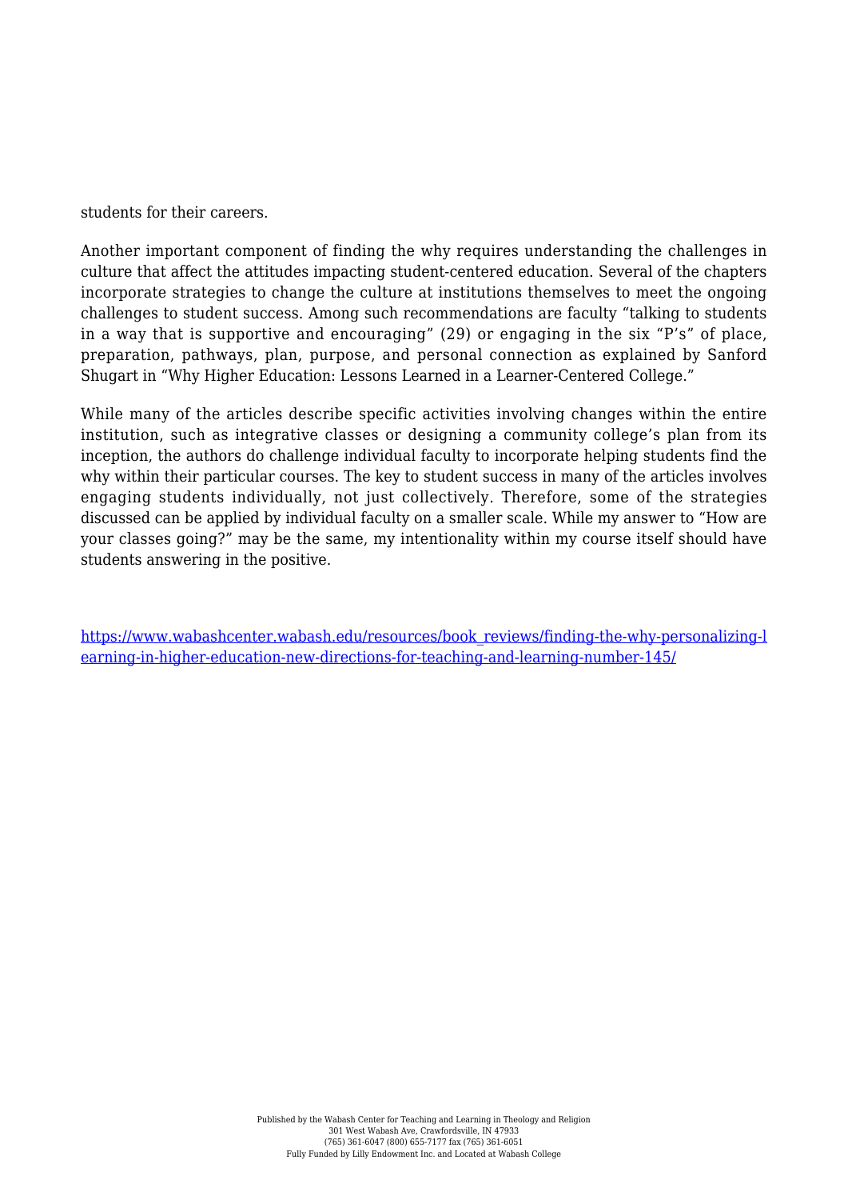students for their careers.

Another important component of finding the why requires understanding the challenges in culture that affect the attitudes impacting student-centered education. Several of the chapters incorporate strategies to change the culture at institutions themselves to meet the ongoing challenges to student success. Among such recommendations are faculty "talking to students in a way that is supportive and encouraging" (29) or engaging in the six "P's" of place, preparation, pathways, plan, purpose, and personal connection as explained by Sanford Shugart in "Why Higher Education: Lessons Learned in a Learner-Centered College."

While many of the articles describe specific activities involving changes within the entire institution, such as integrative classes or designing a community college's plan from its inception, the authors do challenge individual faculty to incorporate helping students find the why within their particular courses. The key to student success in many of the articles involves engaging students individually, not just collectively. Therefore, some of the strategies discussed can be applied by individual faculty on a smaller scale. While my answer to "How are your classes going?" may be the same, my intentionality within my course itself should have students answering in the positive.

https://www.wabashcenter.wabash.edu/resources/book_reviews/finding-the-why-personalizing-learning-in-higher-education-new-directions-for-teaching-and-learning-number-145/

Published by the Wabash Center for Teaching and Learning in Theology and Religion
301 West Wabash Ave, Crawfordsville, IN 47933
(765) 361-6047 (800) 655-7177 fax (765) 361-6051
Fully Funded by Lilly Endowment Inc. and Located at Wabash College